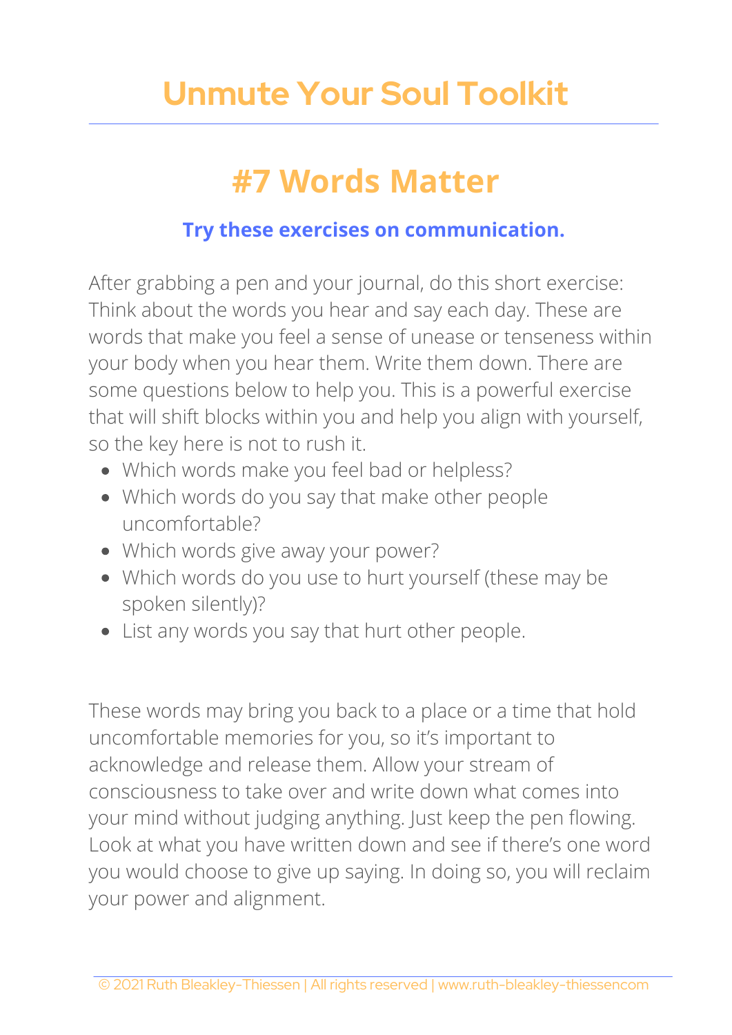# Unmute Your Soul Toolkit

## #7 Words Matter

**Try these exercises on communication.**

After grabbing a pen and your journal, do this short exercise: Think about the words you hear and say each day. These are words that make you feel a sense of unease or tenseness within your body when you hear them. Write them down. There are some questions below to help you. This is a powerful exercise that will shift blocks within you and help you align with yourself, so the key here is not to rush it.

- Which words make you feel bad or helpless?
- Which words do you say that make other people uncomfortable?
- Which words give away your power?
- Which words do you use to hurt yourself (these may be spoken silently)?
- List any words you say that hurt other people.

These words may bring you back to a place or a time that hold uncomfortable memories for you, so it's important to acknowledge and release them. Allow your stream of consciousness to take over and write down what comes into your mind without judging anything. Just keep the pen flowing. Look at what you have written down and see if there's one word you would choose to give up saying. In doing so, you will reclaim your power and alignment.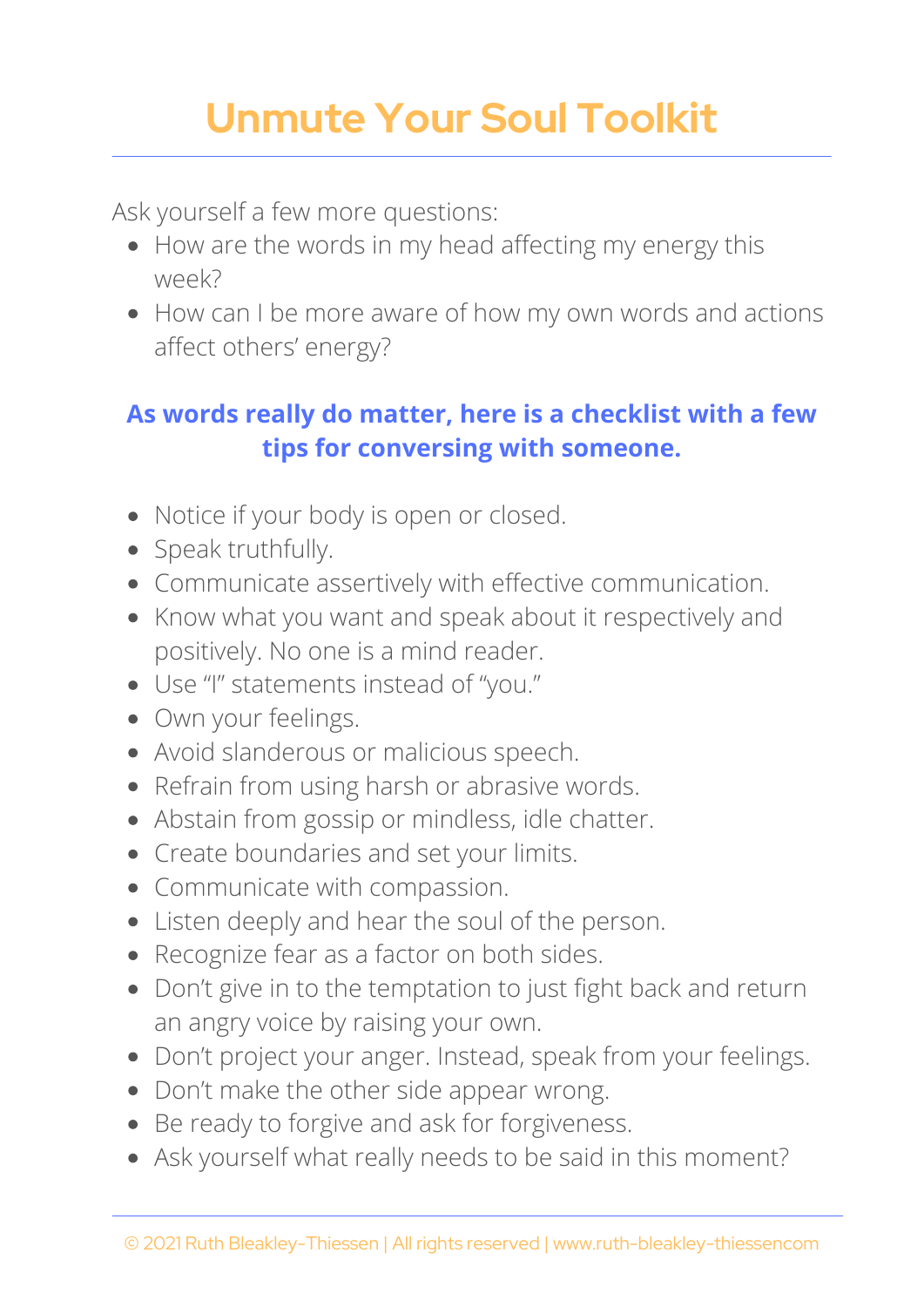# Unmute Your Soul Toolkit

Ask yourself a few more questions:

- How are the words in my head affecting my energy this week?
- How can I be more aware of how my own words and actions affect others' energy?

**As words really do matter, here is a checklist with a few tips for conversing with someone.**

- Notice if your body is open or closed.
- Speak truthfully.
- Communicate assertively with effective communication.
- Know what you want and speak about it respectively and positively. No one is a mind reader.
- Use "I" statements instead of "you."
- Own your feelings.
- Avoid slanderous or malicious speech.
- Refrain from using harsh or abrasive words.
- Abstain from gossip or mindless, idle chatter.
- Create boundaries and set your limits.
- Communicate with compassion.
- Listen deeply and hear the soul of the person.
- Recognize fear as a factor on both sides.
- Don't give in to the temptation to just fight back and return an angry voice by raising your own.
- Don't project your anger. Instead, speak from your feelings.
- Don't make the other side appear wrong.
- Be ready to forgive and ask for forgiveness.
- Ask yourself what really needs to be said in this moment?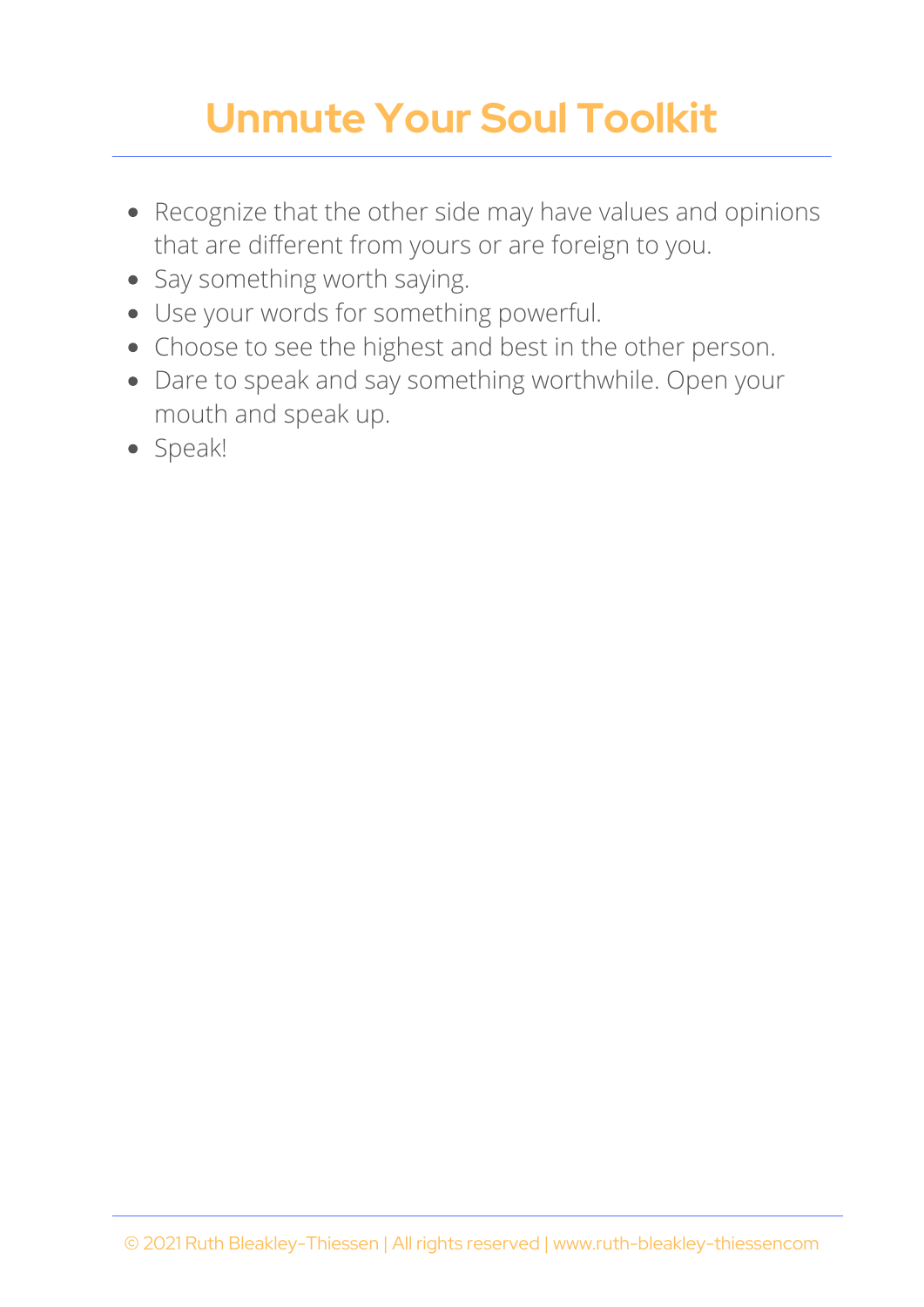# Unmute Your Soul Toolkit

- Recognize that the other side may have values and opinions that are different from yours or are foreign to you.
- Say something worth saying.
- Use your words for something powerful.
- Choose to see the highest and best in the other person.
- Dare to speak and say something worthwhile. Open your mouth and speak up.
- Speak!